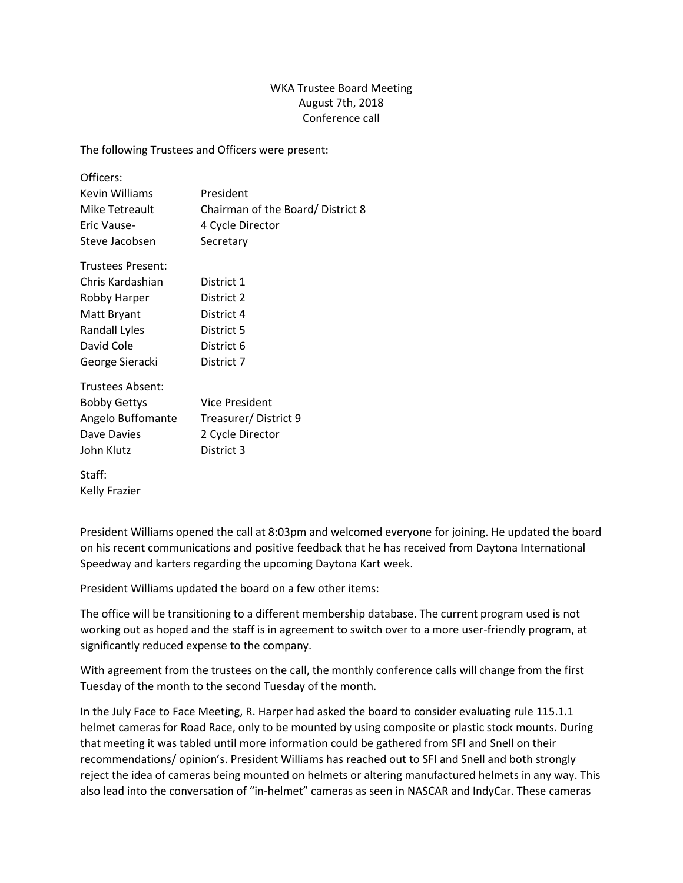WKA Trustee Board Meeting
August 7th, 2018
Conference call

The following Trustees and Officers were present:

| Officers: | |
|---|---|
| Kevin Williams | President |
| Mike Tetreault | Chairman of the Board/ District 8 |
| Eric Vause- | 4 Cycle Director |
| Steve Jacobsen | Secretary |

| Trustees Present: | |
|---|---|
| Chris Kardashian | District 1 |
| Robby Harper | District 2 |
| Matt Bryant | District 4 |
| Randall Lyles | District 5 |
| David Cole | District 6 |
| George Sieracki | District 7 |

| Trustees Absent: | |
|---|---|
| Bobby Gettys | Vice President |
| Angelo Buffomante | Treasurer/ District 9 |
| Dave Davies | 2 Cycle Director |
| John Klutz | District 3 |

Staff:
Kelly Frazier

President Williams opened the call at 8:03pm and welcomed everyone for joining. He updated the board on his recent communications and positive feedback that he has received from Daytona International Speedway and karters regarding the upcoming Daytona Kart week.

President Williams updated the board on a few other items:

The office will be transitioning to a different membership database. The current program used is not working out as hoped and the staff is in agreement to switch over to a more user-friendly program, at significantly reduced expense to the company.

With agreement from the trustees on the call, the monthly conference calls will change from the first Tuesday of the month to the second Tuesday of the month.

In the July Face to Face Meeting, R. Harper had asked the board to consider evaluating rule 115.1.1 helmet cameras for Road Race, only to be mounted by using composite or plastic stock mounts. During that meeting it was tabled until more information could be gathered from SFI and Snell on their recommendations/ opinion's. President Williams has reached out to SFI and Snell and both strongly reject the idea of cameras being mounted on helmets or altering manufactured helmets in any way. This also lead into the conversation of "in-helmet" cameras as seen in NASCAR and IndyCar. These cameras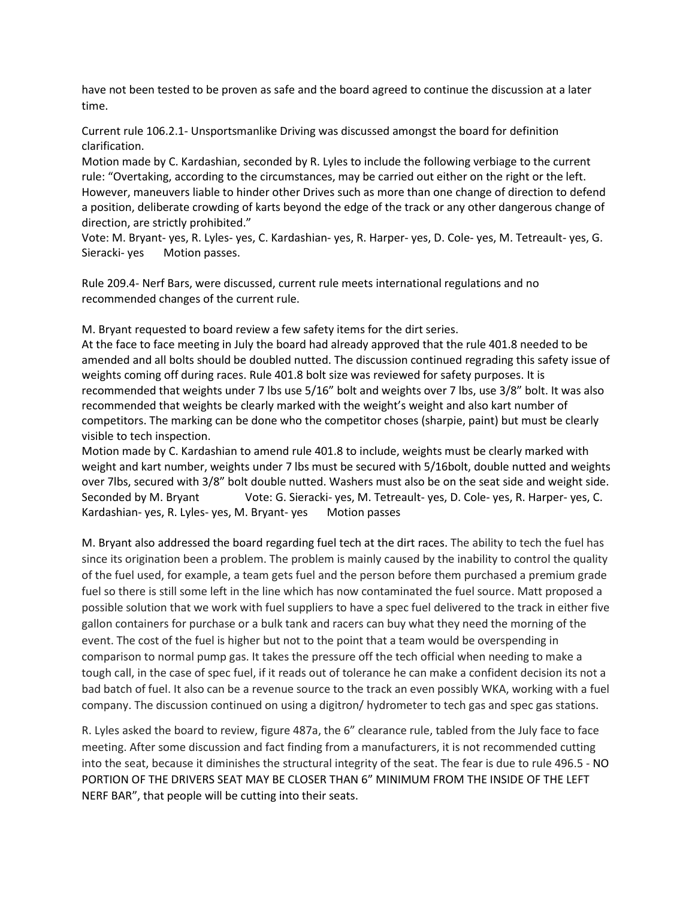have not been tested to be proven as safe and the board agreed to continue the discussion at a later time.

Current rule 106.2.1- Unsportsmanlike Driving was discussed amongst the board for definition clarification.
Motion made by C. Kardashian, seconded by R. Lyles to include the following verbiage to the current rule: "Overtaking, according to the circumstances, may be carried out either on the right or the left. However, maneuvers liable to hinder other Drives such as more than one change of direction to defend a position, deliberate crowding of karts beyond the edge of the track or any other dangerous change of direction, are strictly prohibited."
Vote: M. Bryant- yes, R. Lyles- yes, C. Kardashian- yes, R. Harper- yes, D. Cole- yes, M. Tetreault- yes, G. Sieracki- yes Motion passes.

Rule 209.4- Nerf Bars, were discussed, current rule meets international regulations and no recommended changes of the current rule.

M. Bryant requested to board review a few safety items for the dirt series.
At the face to face meeting in July the board had already approved that the rule 401.8 needed to be amended and all bolts should be doubled nutted. The discussion continued regrading this safety issue of weights coming off during races. Rule 401.8 bolt size was reviewed for safety purposes. It is recommended that weights under 7 lbs use 5/16" bolt and weights over 7 lbs, use 3/8" bolt. It was also recommended that weights be clearly marked with the weight's weight and also kart number of competitors. The marking can be done who the competitor choses (sharpie, paint) but must be clearly visible to tech inspection.
Motion made by C. Kardashian to amend rule 401.8 to include, weights must be clearly marked with weight and kart number, weights under 7 lbs must be secured with 5/16bolt, double nutted and weights over 7lbs, secured with 3/8" bolt double nutted. Washers must also be on the seat side and weight side.
Seconded by M. Bryant Vote: G. Sieracki- yes, M. Tetreault- yes, D. Cole- yes, R. Harper- yes, C. Kardashian- yes, R. Lyles- yes, M. Bryant- yes Motion passes

M. Bryant also addressed the board regarding fuel tech at the dirt races. The ability to tech the fuel has since its origination been a problem. The problem is mainly caused by the inability to control the quality of the fuel used, for example, a team gets fuel and the person before them purchased a premium grade fuel so there is still some left in the line which has now contaminated the fuel source. Matt proposed a possible solution that we work with fuel suppliers to have a spec fuel delivered to the track in either five gallon containers for purchase or a bulk tank and racers can buy what they need the morning of the event. The cost of the fuel is higher but not to the point that a team would be overspending in comparison to normal pump gas. It takes the pressure off the tech official when needing to make a tough call, in the case of spec fuel, if it reads out of tolerance he can make a confident decision its not a bad batch of fuel. It also can be a revenue source to the track an even possibly WKA, working with a fuel company. The discussion continued on using a digitron/ hydrometer to tech gas and spec gas stations.

R. Lyles asked the board to review, figure 487a, the 6" clearance rule, tabled from the July face to face meeting. After some discussion and fact finding from a manufacturers, it is not recommended cutting into the seat, because it diminishes the structural integrity of the seat. The fear is due to rule 496.5 - NO PORTION OF THE DRIVERS SEAT MAY BE CLOSER THAN 6" MINIMUM FROM THE INSIDE OF THE LEFT NERF BAR", that people will be cutting into their seats.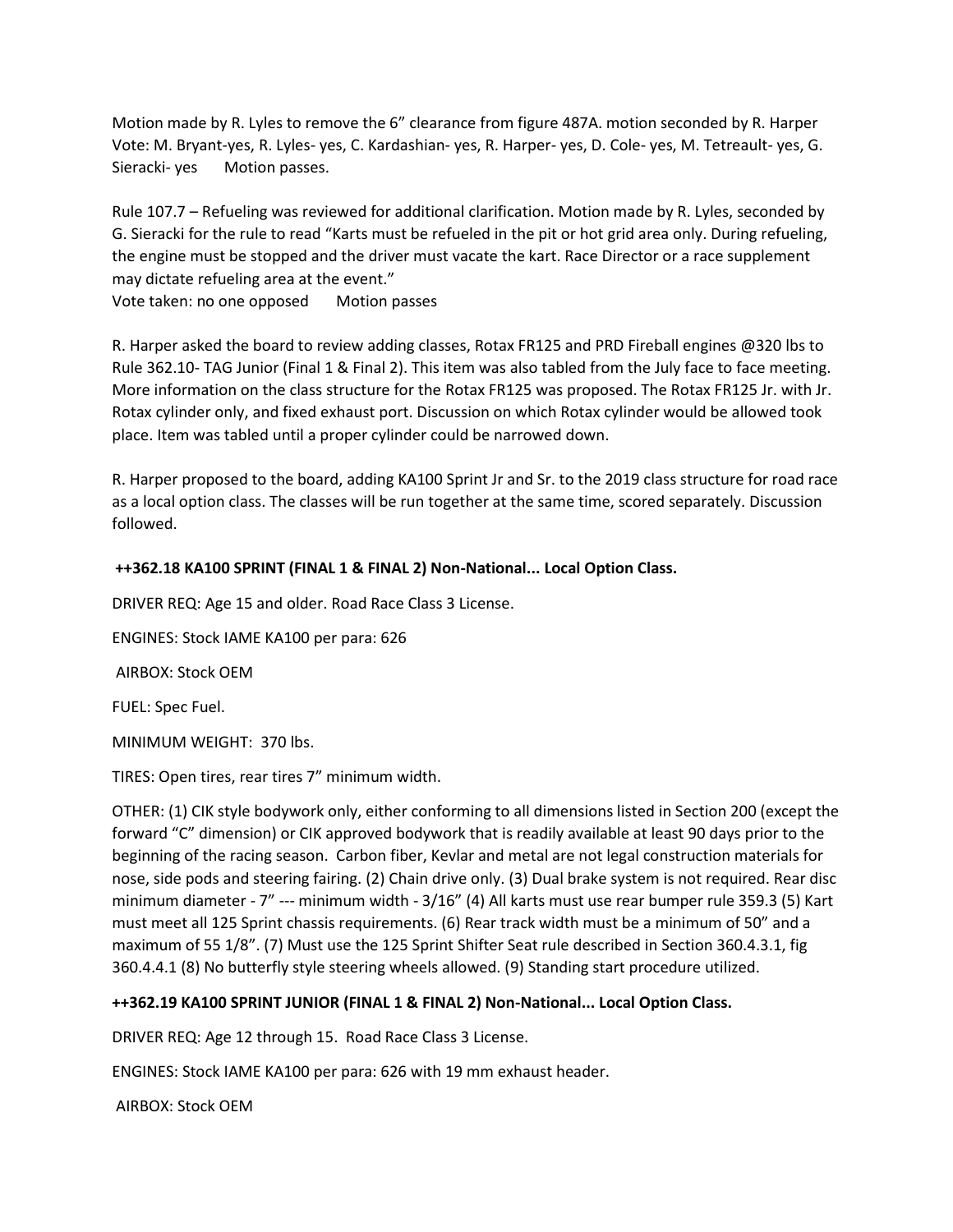Motion made by R. Lyles to remove the 6" clearance from figure 487A. motion seconded by R. Harper Vote: M. Bryant-yes, R. Lyles- yes, C. Kardashian- yes, R. Harper- yes, D. Cole- yes, M. Tetreault- yes, G. Sieracki- yes  Motion passes.

Rule 107.7 – Refueling was reviewed for additional clarification. Motion made by R. Lyles, seconded by G. Sieracki for the rule to read "Karts must be refueled in the pit or hot grid area only. During refueling, the engine must be stopped and the driver must vacate the kart. Race Director or a race supplement may dictate refueling area at the event."
Vote taken: no one opposed  Motion passes

R. Harper asked the board to review adding classes, Rotax FR125 and PRD Fireball engines @320 lbs to Rule 362.10- TAG Junior (Final 1 & Final 2). This item was also tabled from the July face to face meeting. More information on the class structure for the Rotax FR125 was proposed. The Rotax FR125 Jr. with Jr. Rotax cylinder only, and fixed exhaust port. Discussion on which Rotax cylinder would be allowed took place. Item was tabled until a proper cylinder could be narrowed down.

R. Harper proposed to the board, adding KA100 Sprint Jr and Sr. to the 2019 class structure for road race as a local option class. The classes will be run together at the same time, scored separately. Discussion followed.

**++362.18 KA100 SPRINT (FINAL 1 & FINAL 2) Non-National... Local Option Class.**

DRIVER REQ: Age 15 and older. Road Race Class 3 License.

ENGINES: Stock IAME KA100 per para: 626

AIRBOX: Stock OEM

FUEL: Spec Fuel.

MINIMUM WEIGHT: 370 lbs.

TIRES: Open tires, rear tires 7" minimum width.

OTHER: (1) CIK style bodywork only, either conforming to all dimensions listed in Section 200 (except the forward "C" dimension) or CIK approved bodywork that is readily available at least 90 days prior to the beginning of the racing season. Carbon fiber, Kevlar and metal are not legal construction materials for nose, side pods and steering fairing. (2) Chain drive only. (3) Dual brake system is not required. Rear disc minimum diameter - 7" --- minimum width - 3/16" (4) All karts must use rear bumper rule 359.3 (5) Kart must meet all 125 Sprint chassis requirements. (6) Rear track width must be a minimum of 50" and a maximum of 55 1/8". (7) Must use the 125 Sprint Shifter Seat rule described in Section 360.4.3.1, fig 360.4.4.1 (8) No butterfly style steering wheels allowed. (9) Standing start procedure utilized.

**++362.19 KA100 SPRINT JUNIOR (FINAL 1 & FINAL 2) Non-National... Local Option Class.**

DRIVER REQ: Age 12 through 15. Road Race Class 3 License.

ENGINES: Stock IAME KA100 per para: 626 with 19 mm exhaust header.

AIRBOX: Stock OEM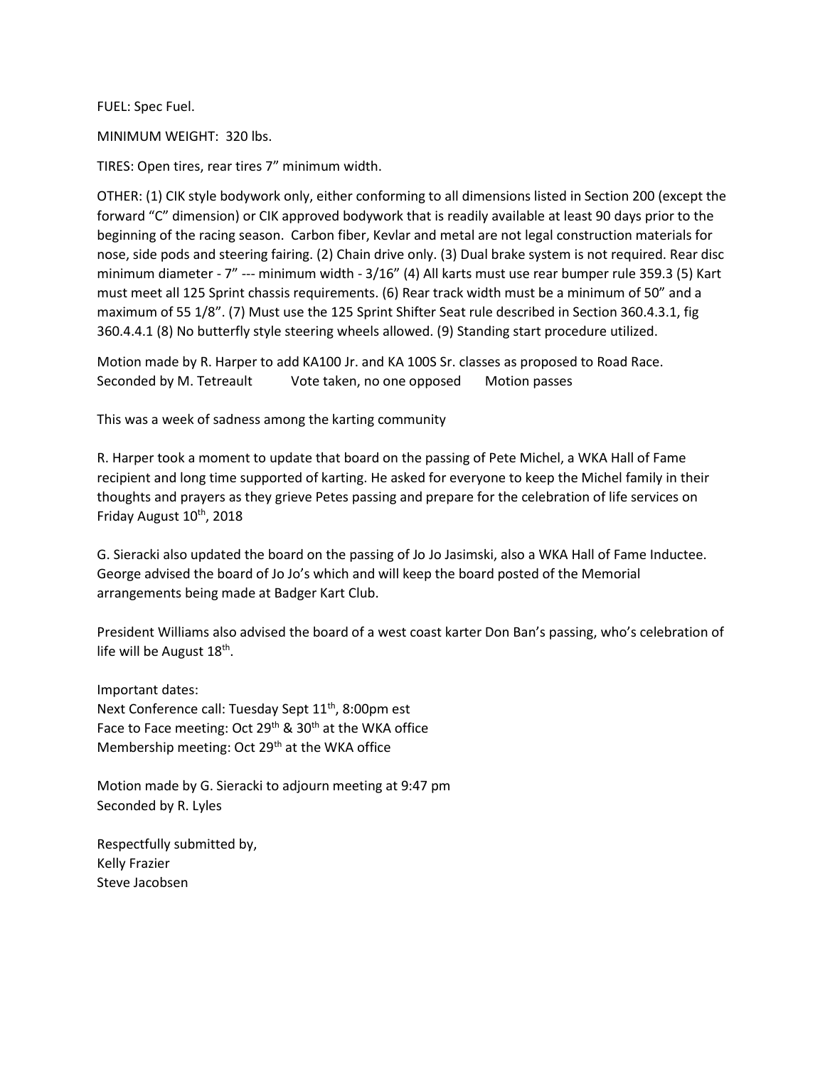FUEL: Spec Fuel.

MINIMUM WEIGHT: 320 lbs.

TIRES: Open tires, rear tires 7" minimum width.

OTHER: (1) CIK style bodywork only, either conforming to all dimensions listed in Section 200 (except the forward "C" dimension) or CIK approved bodywork that is readily available at least 90 days prior to the beginning of the racing season. Carbon fiber, Kevlar and metal are not legal construction materials for nose, side pods and steering fairing. (2) Chain drive only. (3) Dual brake system is not required. Rear disc minimum diameter - 7" --- minimum width - 3/16" (4) All karts must use rear bumper rule 359.3 (5) Kart must meet all 125 Sprint chassis requirements. (6) Rear track width must be a minimum of 50" and a maximum of 55 1/8". (7) Must use the 125 Sprint Shifter Seat rule described in Section 360.4.3.1, fig 360.4.4.1 (8) No butterfly style steering wheels allowed. (9) Standing start procedure utilized.

Motion made by R. Harper to add KA100 Jr. and KA 100S Sr. classes as proposed to Road Race.
Seconded by M. Tetreault Vote taken, no one opposed Motion passes

This was a week of sadness among the karting community

R. Harper took a moment to update that board on the passing of Pete Michel, a WKA Hall of Fame recipient and long time supported of karting. He asked for everyone to keep the Michel family in their thoughts and prayers as they grieve Petes passing and prepare for the celebration of life services on Friday August 10th, 2018

G. Sieracki also updated the board on the passing of Jo Jo Jasimski, also a WKA Hall of Fame Inductee. George advised the board of Jo Jo's which and will keep the board posted of the Memorial arrangements being made at Badger Kart Club.

President Williams also advised the board of a west coast karter Don Ban's passing, who's celebration of life will be August 18th.

Important dates:
Next Conference call: Tuesday Sept 11th, 8:00pm est
Face to Face meeting: Oct 29th & 30th at the WKA office
Membership meeting: Oct 29th at the WKA office

Motion made by G. Sieracki to adjourn meeting at 9:47 pm
Seconded by R. Lyles

Respectfully submitted by,
Kelly Frazier
Steve Jacobsen